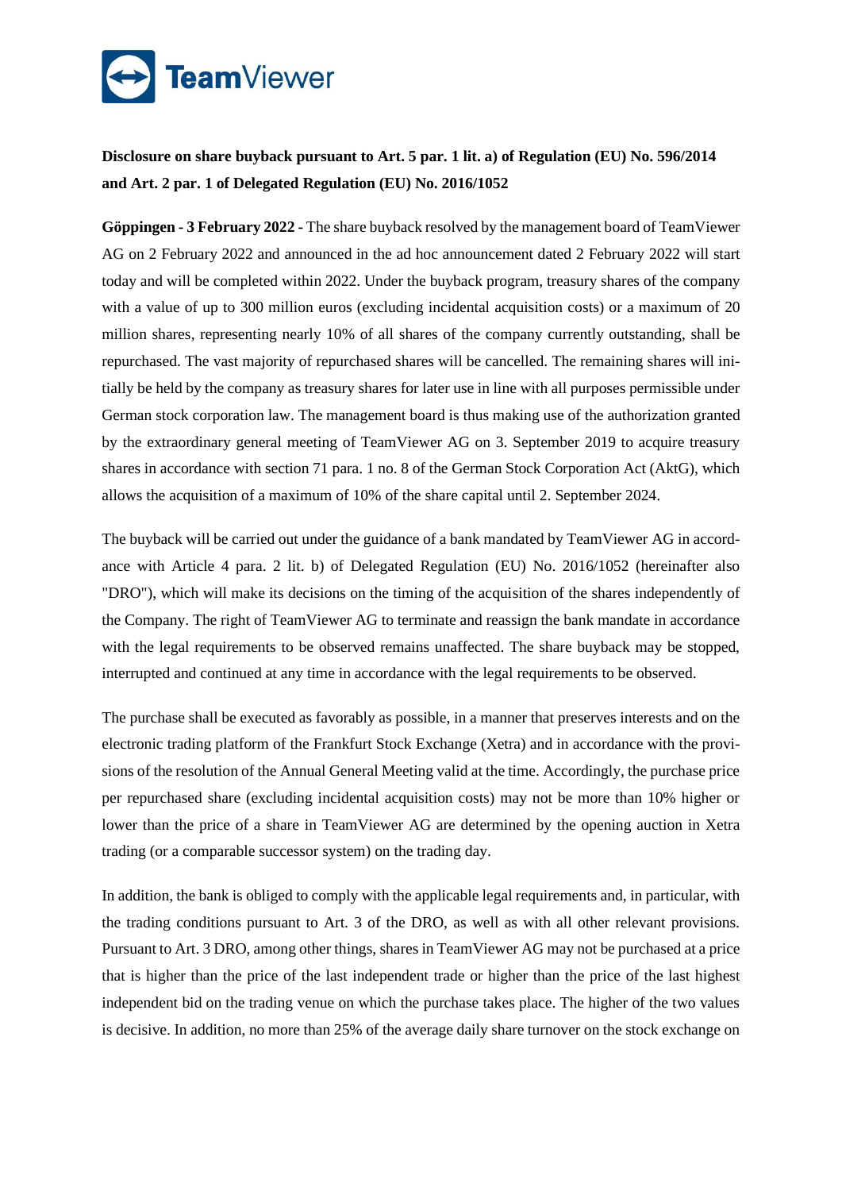**Disclosure on share buyback pursuant to Art. 5 par. 1 lit. a) of Regulation (EU) No. 596/2014 and Art. 2 par. 1 of Delegated Regulation (EU) No. 2016/1052**

**Göppingen - 3 February 2022 -** The share buyback resolved by the management board of TeamViewer AG on 2 February 2022 and announced in the ad hoc announcement dated 2 February 2022 will start today and will be completed within 2022. Under the buyback program, treasury shares of the company with a value of up to 300 million euros (excluding incidental acquisition costs) or a maximum of 20 million shares, representing nearly 10% of all shares of the company currently outstanding, shall be repurchased. The vast majority of repurchased shares will be cancelled. The remaining shares will initially be held by the company as treasury shares for later use in line with all purposes permissible under German stock corporation law. The management board is thus making use of the authorization granted by the extraordinary general meeting of TeamViewer AG on 3. September 2019 to acquire treasury shares in accordance with section 71 para. 1 no. 8 of the German Stock Corporation Act (AktG), which allows the acquisition of a maximum of 10% of the share capital until 2. September 2024.

The buyback will be carried out under the guidance of a bank mandated by TeamViewer AG in accordance with Article 4 para. 2 lit. b) of Delegated Regulation (EU) No. 2016/1052 (hereinafter also "DRO"), which will make its decisions on the timing of the acquisition of the shares independently of the Company. The right of TeamViewer AG to terminate and reassign the bank mandate in accordance with the legal requirements to be observed remains unaffected. The share buyback may be stopped, interrupted and continued at any time in accordance with the legal requirements to be observed.

The purchase shall be executed as favorably as possible, in a manner that preserves interests and on the electronic trading platform of the Frankfurt Stock Exchange (Xetra) and in accordance with the provisions of the resolution of the Annual General Meeting valid at the time. Accordingly, the purchase price per repurchased share (excluding incidental acquisition costs) may not be more than 10% higher or lower than the price of a share in TeamViewer AG are determined by the opening auction in Xetra trading (or a comparable successor system) on the trading day.

In addition, the bank is obliged to comply with the applicable legal requirements and, in particular, with the trading conditions pursuant to Art. 3 of the DRO, as well as with all other relevant provisions. Pursuant to Art. 3 DRO, among other things, shares in TeamViewer AG may not be purchased at a price that is higher than the price of the last independent trade or higher than the price of the last highest independent bid on the trading venue on which the purchase takes place. The higher of the two values is decisive. In addition, no more than 25% of the average daily share turnover on the stock exchange on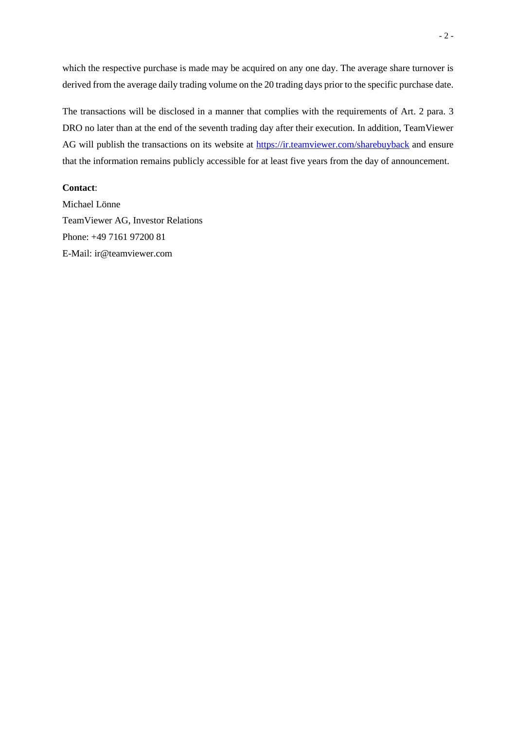which the respective purchase is made may be acquired on any one day. The average share turnover is derived from the average daily trading volume on the 20 trading days prior to the specific purchase date.

The transactions will be disclosed in a manner that complies with the requirements of Art. 2 para. 3 DRO no later than at the end of the seventh trading day after their execution. In addition, TeamViewer AG will publish the transactions on its website at [https://ir.teamviewer.com/sharebuyback](https://ir.teamviewer.com/sharebuyback) and ensure that the information remains publicly accessible for at least five years from the day of announcement.

**Contact**:
Michael Lönne
TeamViewer AG, Investor Relations
Phone: +49 7161 97200 81
E-Mail: ir@teamviewer.com